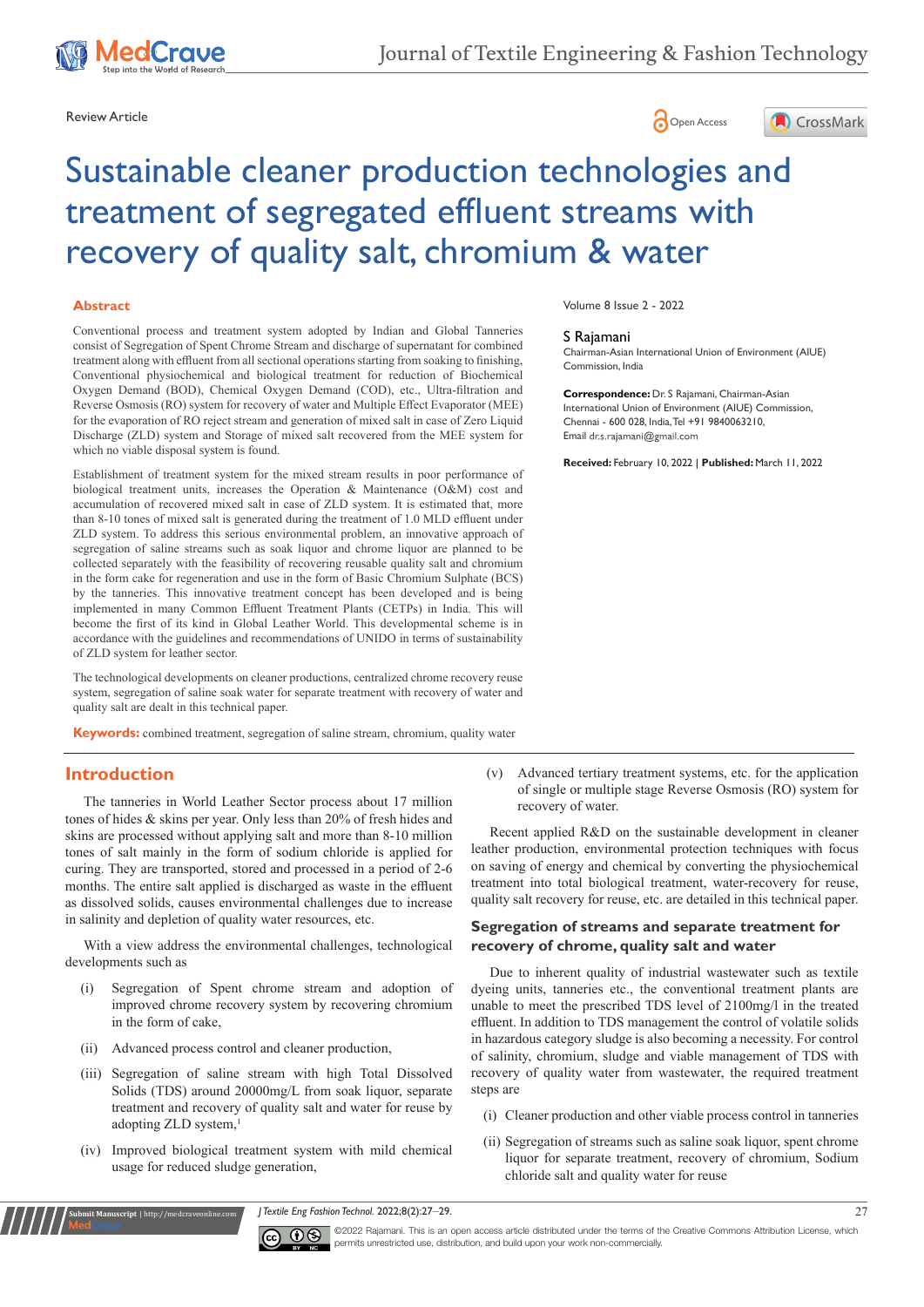Review Article

# Sustainable cleaner production technologies and treatment of segregated effluent streams with recovery of quality salt, chromium & water

Volume 8 Issue 2 - 2022

**S Rajamani**

Chairman-Asian International Union of Environment (AIUE) Commission, India

**Correspondence:** Dr. S Rajamani, Chairman-Asian International Union of Environment (AIUE) Commission, Chennai - 600 028, India, Tel +91 9840063210, Email dr.s.rajamani@gmail.com

**Received:** February 10, 2022 | **Published:** March 11, 2022

## Abstract

Conventional process and treatment system adopted by Indian and Global Tanneries consist of Segregation of Spent Chrome Stream and discharge of supernatant for combined treatment along with effluent from all sectional operations starting from soaking to finishing, Conventional physiochemical and biological treatment for reduction of Biochemical Oxygen Demand (BOD), Chemical Oxygen Demand (COD), etc., Ultra-filtration and Reverse Osmosis (RO) system for recovery of water and Multiple Effect Evaporator (MEE) for the evaporation of RO reject stream and generation of mixed salt in case of Zero Liquid Discharge (ZLD) system and Storage of mixed salt recovered from the MEE system for which no viable disposal system is found.

Establishment of treatment system for the mixed stream results in poor performance of biological treatment units, increases the Operation & Maintenance (O&M) cost and accumulation of recovered mixed salt in case of ZLD system. It is estimated that, more than 8-10 tones of mixed salt is generated during the treatment of 1.0 MLD effluent under ZLD system. To address this serious environmental problem, an innovative approach of segregation of saline streams such as soak liquor and chrome liquor are planned to be collected separately with the feasibility of recovering reusable quality salt and chromium in the form cake for regeneration and use in the form of Basic Chromium Sulphate (BCS) by the tanneries. This innovative treatment concept has been developed and is being implemented in many Common Effluent Treatment Plants (CETPs) in India. This will become the first of its kind in Global Leather World. This developmental scheme is in accordance with the guidelines and recommendations of UNIDO in terms of sustainability of ZLD system for leather sector.

The technological developments on cleaner productions, centralized chrome recovery reuse system, segregation of saline soak water for separate treatment with recovery of water and quality salt are dealt in this technical paper.

**Keywords:** combined treatment, segregation of saline stream, chromium, quality water

## Introduction

The tanneries in World Leather Sector process about 17 million tones of hides & skins per year. Only less than 20% of fresh hides and skins are processed without applying salt and more than 8-10 million tones of salt mainly in the form of sodium chloride is applied for curing. They are transported, stored and processed in a period of 2-6 months. The entire salt applied is discharged as waste in the effluent as dissolved solids, causes environmental challenges due to increase in salinity and depletion of quality water resources, etc.

With a view address the environmental challenges, technological developments such as

(i) Segregation of Spent chrome stream and adoption of improved chrome recovery system by recovering chromium in the form of cake,

(ii) Advanced process control and cleaner production,

(iii) Segregation of saline stream with high Total Dissolved Solids (TDS) around 20000mg/L from soak liquor, separate treatment and recovery of quality salt and water for reuse by adopting ZLD system,[1]

(iv) Improved biological treatment system with mild chemical usage for reduced sludge generation,

(v) Advanced tertiary treatment systems, etc. for the application of single or multiple stage Reverse Osmosis (RO) system for recovery of water.

Recent applied R&D on the sustainable development in cleaner leather production, environmental protection techniques with focus on saving of energy and chemical by converting the physiochemical treatment into total biological treatment, water-recovery for reuse, quality salt recovery for reuse, etc. are detailed in this technical paper.

### Segregation of streams and separate treatment for recovery of chrome, quality salt and water

Due to inherent quality of industrial wastewater such as textile dyeing units, tanneries etc., the conventional treatment plants are unable to meet the prescribed TDS level of 2100mg/l in the treated effluent. In addition to TDS management the control of volatile solids in hazardous category sludge is also becoming a necessity. For control of salinity, chromium, sludge and viable management of TDS with recovery of quality water from wastewater, the required treatment steps are

(i) Cleaner production and other viable process control in tanneries

(ii) Segregation of streams such as saline soak liquor, spent chrome liquor for separate treatment, recovery of chromium, Sodium chloride salt and quality water for reuse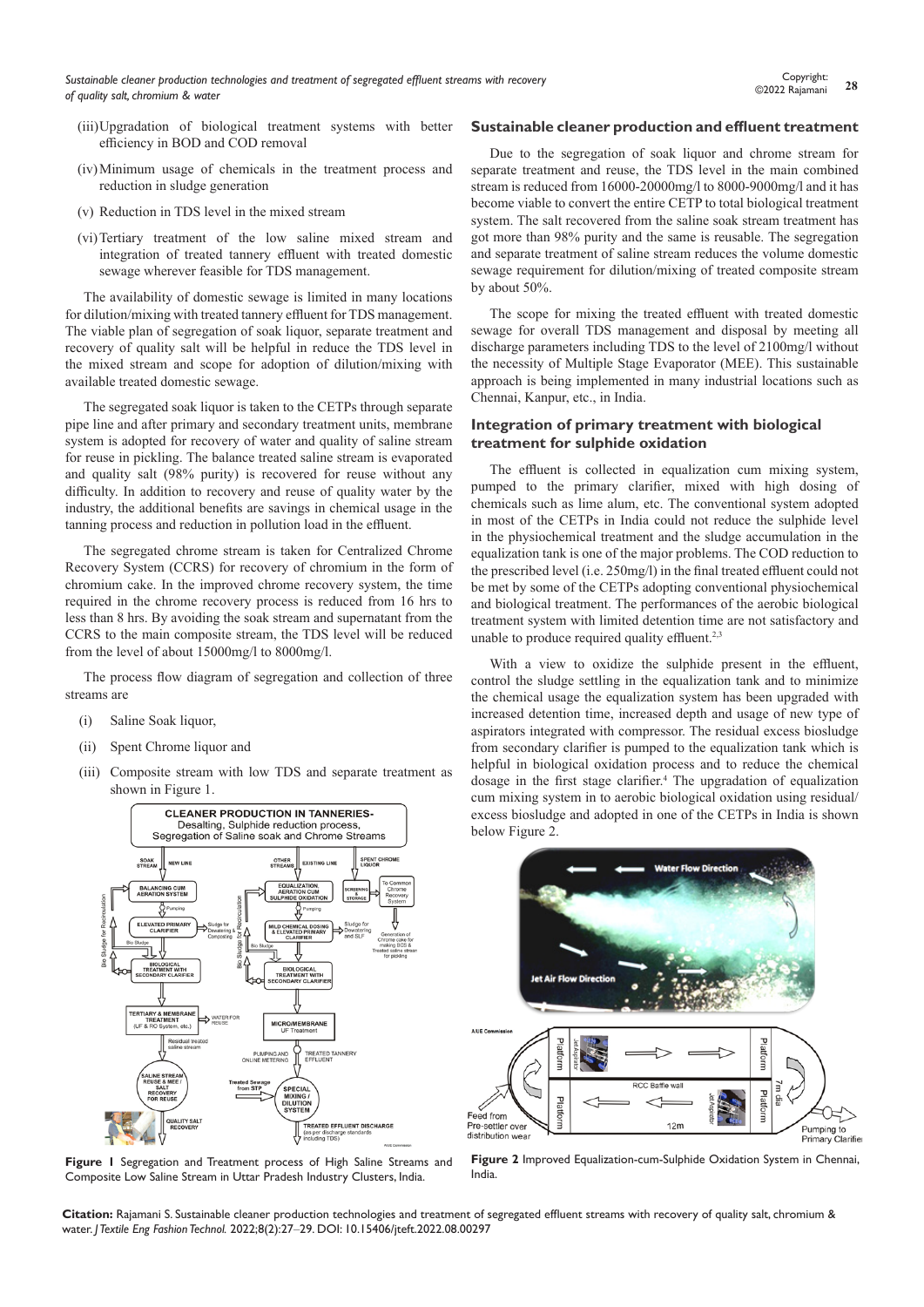(iii) Upgradation of biological treatment systems with better efficiency in BOD and COD removal

(iv) Minimum usage of chemicals in the treatment process and reduction in sludge generation

(v) Reduction in TDS level in the mixed stream

(vi) Tertiary treatment of the low saline mixed stream and integration of treated tannery effluent with treated domestic sewage wherever feasible for TDS management.

The availability of domestic sewage is limited in many locations for dilution/mixing with treated tannery effluent for TDS management. The viable plan of segregation of soak liquor, separate treatment and recovery of quality salt will be helpful in reduce the TDS level in the mixed stream and scope for adoption of dilution/mixing with available treated domestic sewage.

The segregated soak liquor is taken to the CETPs through separate pipe line and after primary and secondary treatment units, membrane system is adopted for recovery of water and quality of saline stream for reuse in pickling. The balance treated saline stream is evaporated and quality salt (98% purity) is recovered for reuse without any difficulty. In addition to recovery and reuse of quality water by the industry, the additional benefits are savings in chemical usage in the tanning process and reduction in pollution load in the effluent.

The segregated chrome stream is taken for Centralized Chrome Recovery System (CCRS) for recovery of chromium in the form of chromium cake. In the improved chrome recovery system, the time required in the chrome recovery process is reduced from 16 hrs to less than 8 hrs. By avoiding the soak stream and supernatant from the CCRS to the main composite stream, the TDS level will be reduced from the level of about 15000mg/l to 8000mg/l.

The process flow diagram of segregation and collection of three streams are

(i) Saline Soak liquor,

(ii) Spent Chrome liquor and

(iii) Composite stream with low TDS and separate treatment as shown in Figure 1.

**Figure 1** Segregation and Treatment process of High Saline Streams and Composite Low Saline Stream in Uttar Pradesh Industry Clusters, India.

## Sustainable cleaner production and effluent treatment

Due to the segregation of soak liquor and chrome stream for separate treatment and reuse, the TDS level in the main combined stream is reduced from 16000-20000mg/l to 8000-9000mg/l and it has become viable to convert the entire CETP to total biological treatment system. The salt recovered from the saline soak stream treatment has got more than 98% purity and the same is reusable. The segregation and separate treatment of saline stream reduces the volume domestic sewage requirement for dilution/mixing of treated composite stream by about 50%.

The scope for mixing the treated effluent with treated domestic sewage for overall TDS management and disposal by meeting all discharge parameters including TDS to the level of 2100mg/l without the necessity of Multiple Stage Evaporator (MEE). This sustainable approach is being implemented in many industrial locations such as Chennai, Kanpur, etc., in India.

## Integration of primary treatment with biological treatment for sulphide oxidation

The effluent is collected in equalization cum mixing system, pumped to the primary clarifier, mixed with high dosing of chemicals such as lime alum, etc. The conventional system adopted in most of the CETPs in India could not reduce the sulphide level in the physiochemical treatment and the sludge accumulation in the equalization tank is one of the major problems. The COD reduction to the prescribed level (i.e. 250mg/l) in the final treated effluent could not be met by some of the CETPs adopting conventional physiochemical and biological treatment. The performances of the aerobic biological treatment system with limited detention time are not satisfactory and unable to produce required quality effluent.[2,3]

With a view to oxidize the sulphide present in the effluent, control the sludge settling in the equalization tank and to minimize the chemical usage the equalization system has been upgraded with increased detention time, increased depth and usage of new type of aspirators integrated with compressor. The residual excess biosludge from secondary clarifier is pumped to the equalization tank which is helpful in biological oxidation process and to reduce the chemical dosage in the first stage clarifier.[4] The upgradation of equalization cum mixing system in to aerobic biological oxidation using residual/excess biosludge and adopted in one of the CETPs in India is shown below Figure 2.

**Figure 2** Improved Equalization-cum-Sulphide Oxidation System in Chennai, India.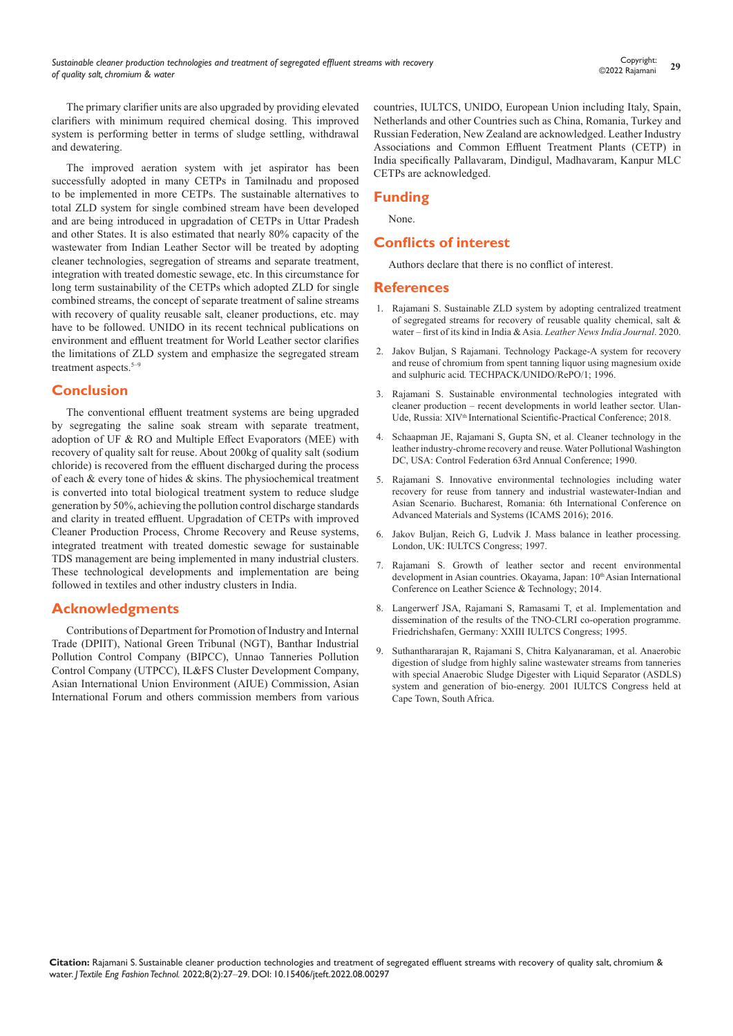The primary clarifier units are also upgraded by providing elevated clarifiers with minimum required chemical dosing. This improved system is performing better in terms of sludge settling, withdrawal and dewatering.

The improved aeration system with jet aspirator has been successfully adopted in many CETPs in Tamilnadu and proposed to be implemented in more CETPs. The sustainable alternatives to total ZLD system for single combined stream have been developed and are being introduced in upgradation of CETPs in Uttar Pradesh and other States. It is also estimated that nearly 80% capacity of the wastewater from Indian Leather Sector will be treated by adopting cleaner technologies, segregation of streams and separate treatment, integration with treated domestic sewage, etc. In this circumstance for long term sustainability of the CETPs which adopted ZLD for single combined streams, the concept of separate treatment of saline streams with recovery of quality reusable salt, cleaner productions, etc. may have to be followed. UNIDO in its recent technical publications on environment and effluent treatment for World Leather sector clarifies the limitations of ZLD system and emphasize the segregated stream treatment aspects.[5–9]

## Conclusion

The conventional effluent treatment systems are being upgraded by segregating the saline soak stream with separate treatment, adoption of UF & RO and Multiple Effect Evaporators (MEE) with recovery of quality salt for reuse. About 200kg of quality salt (sodium chloride) is recovered from the effluent discharged during the process of each & every tone of hides & skins. The physiochemical treatment is converted into total biological treatment system to reduce sludge generation by 50%, achieving the pollution control discharge standards and clarity in treated effluent. Upgradation of CETPs with improved Cleaner Production Process, Chrome Recovery and Reuse systems, integrated treatment with treated domestic sewage for sustainable TDS management are being implemented in many industrial clusters. These technological developments and implementation are being followed in textiles and other industry clusters in India.

## Acknowledgments

Contributions of Department for Promotion of Industry and Internal Trade (DPIIT), National Green Tribunal (NGT), Banthar Industrial Pollution Control Company (BIPCC), Unnao Tanneries Pollution Control Company (UTPCC), IL&FS Cluster Development Company, Asian International Union Environment (AIUE) Commission, Asian International Forum and others commission members from various countries, IULTCS, UNIDO, European Union including Italy, Spain, Netherlands and other Countries such as China, Romania, Turkey and Russian Federation, New Zealand are acknowledged. Leather Industry Associations and Common Effluent Treatment Plants (CETP) in India specifically Pallavaram, Dindigul, Madhavaram, Kanpur MLC CETPs are acknowledged.

## Funding

None.

## Conflicts of interest

Authors declare that there is no conflict of interest.

## References

1. Rajamani S. Sustainable ZLD system by adopting centralized treatment of segregated streams for recovery of reusable quality chemical, salt & water – first of its kind in India & Asia. *Leather News India Journal*. 2020.
2. Jakov Buljan, S Rajamani. Technology Package-A system for recovery and reuse of chromium from spent tanning liquor using magnesium oxide and sulphuric acid*.* TECHPACK/UNIDO/RePO/1; 1996.
3. Rajamani S. Sustainable environmental technologies integrated with cleaner production – recent developments in world leather sector. Ulan-Ude, Russia: XIV[th] International Scientific-Practical Conference; 2018.
4. Schaapman JE, Rajamani S, Gupta SN, et al. Cleaner technology in the leather industry-chrome recovery and reuse. Water Pollutional Washington DC, USA: Control Federation 63rd Annual Conference; 1990.
5. Rajamani S. Innovative environmental technologies including water recovery for reuse from tannery and industrial wastewater-Indian and Asian Scenario. Bucharest, Romania: 6th International Conference on Advanced Materials and Systems (ICAMS 2016); 2016.
6. Jakov Buljan, Reich G, Ludvik J. Mass balance in leather processing. London, UK: IULTCS Congress; 1997.
7. Rajamani S. Growth of leather sector and recent environmental development in Asian countries. Okayama, Japan: 10[th] Asian International Conference on Leather Science & Technology; 2014.
8. Langerwerf JSA, Rajamani S, Ramasami T, et al. Implementation and dissemination of the results of the TNO-CLRI co-operation programme. Friedrichshafen, Germany: XXIII IULTCS Congress; 1995.
9. Suthanthararajan R, Rajamani S, Chitra Kalyanaraman, et al. Anaerobic digestion of sludge from highly saline wastewater streams from tanneries with special Anaerobic Sludge Digester with Liquid Separator (ASDLS) system and generation of bio-energy. 2001 IULTCS Congress held at Cape Town, South Africa.